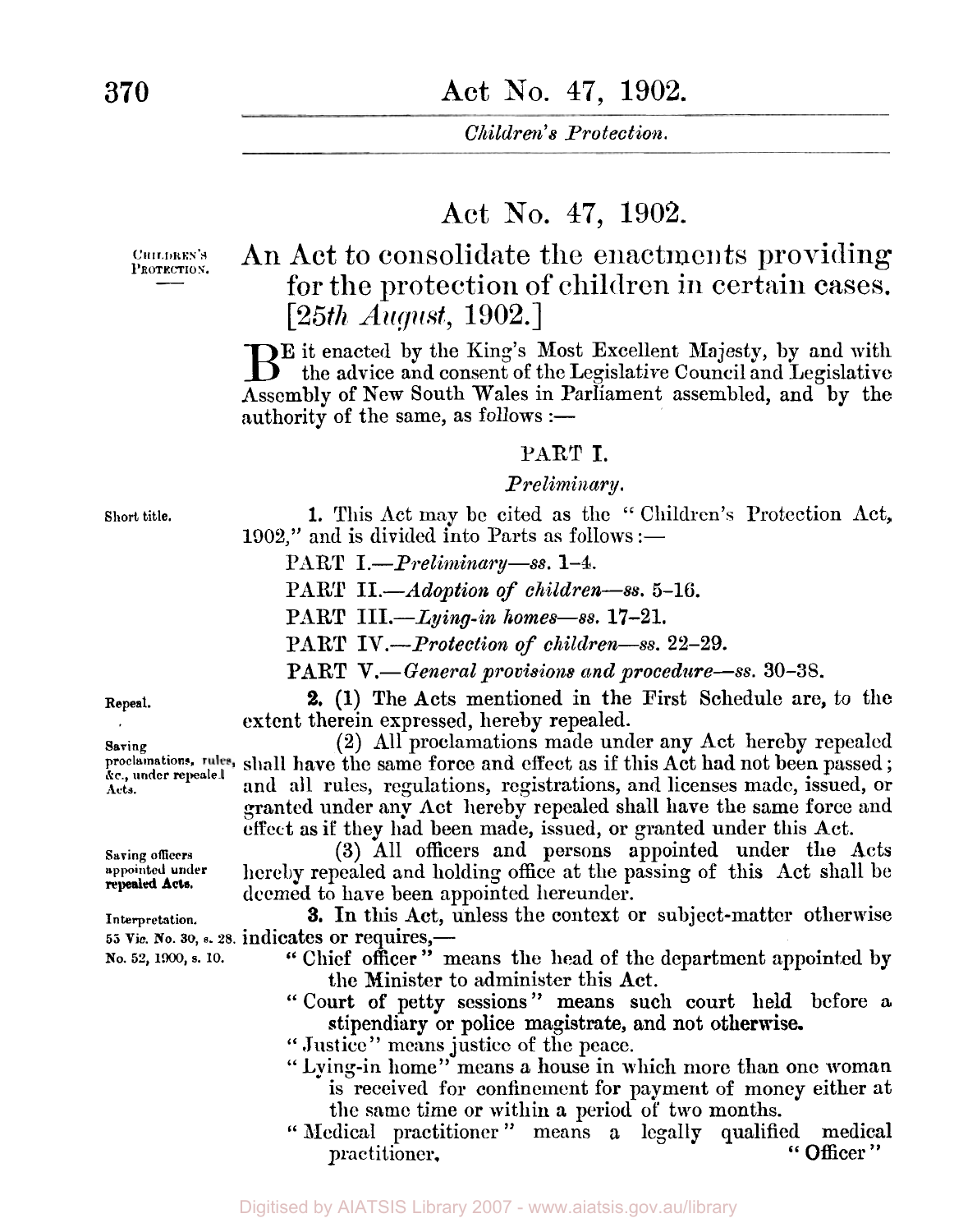# Act No. 47, 1902.

CHILDREN'S PROTECTION.

## An Act to consolidate the enactments providing for the protection of children in certain cases. [*25th August*, 1902.]

BE it enacted by the King's Most Excellent Majesty, by and with the advice and consent of the Legislative Council and Legislative Assembly of New South Wales in Parliament assembled, and by the authority of the same, as follows :—

### PART I.

*Preliminary.*

Short title.

**1.** This Act may be cited as the "Children's Protection Act, 1902," and is divided into Parts as follows :—

PART I.—*Preliminary*—*ss.* 1–4.

PART II.—*Adoption of children*—*ss.* 5–16.

PART III.—*Lying-in homes*—*ss.* 17–21.

PART IV.—*Protection of children*—*ss.* 22–29.

PART V.—*General provisions and procedure*—*ss.* 30–38.

Repeal.

**2.** (1) The Acts mentioned in the First Schedule are, to the extent therein expressed, hereby repealed.

Saving proclamations, rules, &c., under repealed Acts.

(2) All proclamations made under any Act hereby repealed shall have the same force and effect as if this Act had not been passed; and all rules, regulations, registrations, and licenses made, issued, or granted under any Act hereby repealed shall have the same force and effect as if they had been made, issued, or granted under this Act.

Saving officers appointed under repealed Acts.

(3) All officers and persons appointed under the Acts hereby repealed and holding office at the passing of this Act shall be deemed to have been appointed hereunder.

Interpretation. 55 Vic. No. 30, s. 28. No. 52, 1900, s. 10.

**3.** In this Act, unless the context or subject-matter otherwise indicates or requires,—

"Chief officer" means the head of the department appointed by the Minister to administer this Act.

"Court of petty sessions" means such court held before a stipendiary or police magistrate, and not otherwise.

"Justice" means justice of the peace.

"Lying-in home" means a house in which more than one woman is received for confinement for payment of money either at the same time or within a period of two months.

"Medical practitioner" means a legally qualified medical practitioner.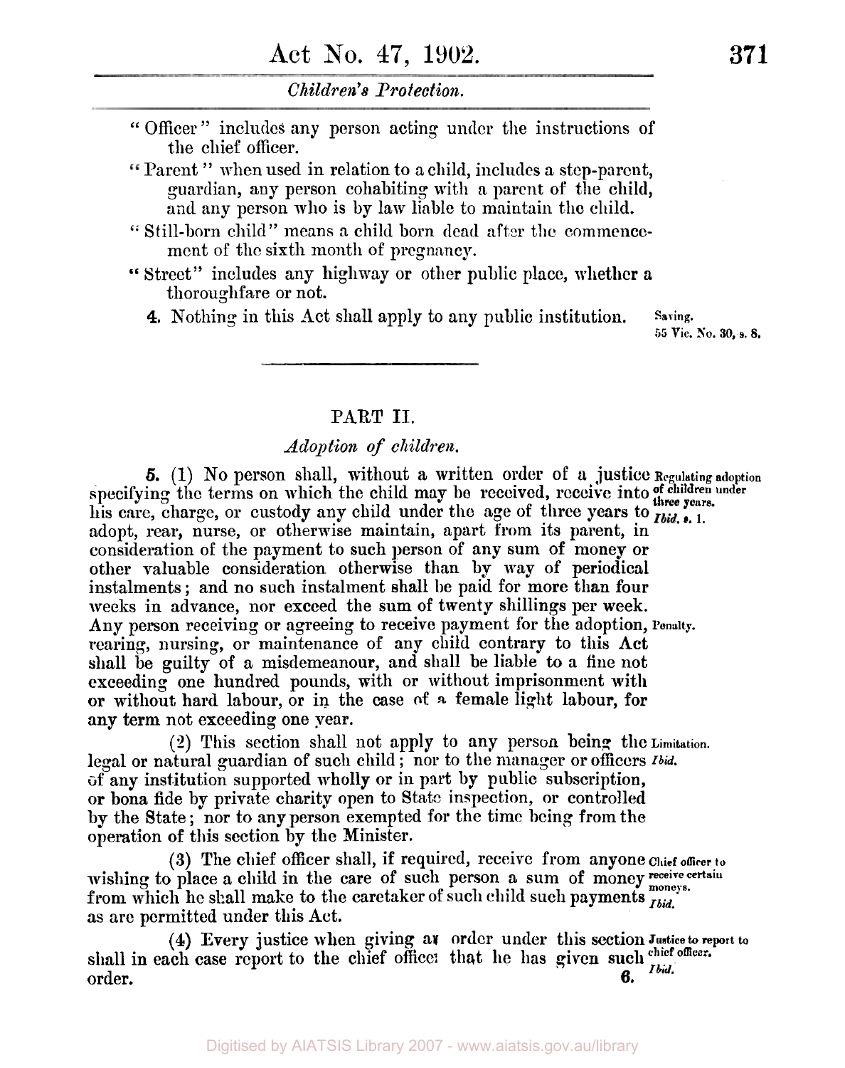"Officer" includes any person acting under the instructions of the chief officer.

"Parent" when used in relation to a child, includes a step-parent, guardian, any person cohabiting with a parent of the child, and any person who is by law liable to maintain the child.

"Still-born child" means a child born dead after the commencement of the sixth month of pregnancy.

"Street" includes any highway or other public place, whether a thoroughfare or not.

**4.** Nothing in this Act shall apply to any public institution.

**Saving.** 55 Vic. No. 30, s. 8.

---

## PART II.

### *Adoption of children.*

**Regulating adoption of children under three years.** *Ibid.* s. 1.

**5.** (1) No person shall, without a written order of a justice specifying the terms on which the child may be received, receive into his care, charge, or custody any child under the age of three years to adopt, rear, nurse, or otherwise maintain, apart from its parent, in consideration of the payment to such person of any sum of money or other valuable consideration otherwise than by way of periodical instalments; and no such instalment shall be paid for more than four weeks in advance, nor exceed the sum of twenty shillings per week. Any person receiving or agreeing to receive payment for the adoption, rearing, nursing, or maintenance of any child contrary to this Act shall be guilty of a misdemeanour, and shall be liable to a fine not exceeding one hundred pounds, with or without imprisonment with or without hard labour, or in the case of a female light labour, for any term not exceeding one year.

**Penalty.**

**Limitation.** *Ibid.*

(2) This section shall not apply to any person being the legal or natural guardian of such child; nor to the manager or officers of any institution supported wholly or in part by public subscription, or bona fide by private charity open to State inspection, or controlled by the State; nor to any person exempted for the time being from the operation of this section by the Minister.

**Chief officer to receive certain moneys.** *Ibid.*

(3) The chief officer shall, if required, receive from anyone wishing to place a child in the care of such person a sum of money from which he shall make to the caretaker of such child such payments as are permitted under this Act.

**Justice to report to chief officer.** *Ibid.*

(4) Every justice when giving an order under this section shall in each case report to the chief officer that he has given such order.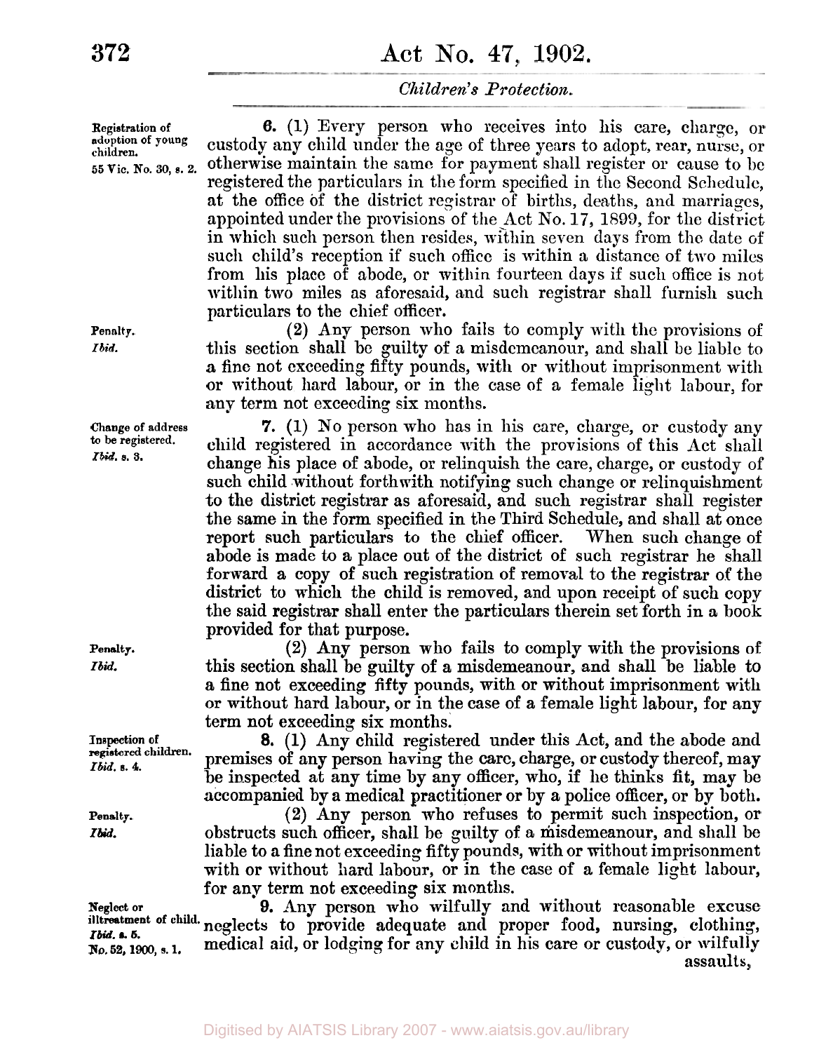*Registration of adoption of young children.*
*55 Vic. No. 30, s. 2.*

**6.** (1) Every person who receives into his care, charge, or custody any child under the age of three years to adopt, rear, nurse, or otherwise maintain the same for payment shall register or cause to be registered the particulars in the form specified in the Second Schedule, at the office of the district registrar of births, deaths, and marriages, appointed under the provisions of the Act No. 17, 1899, for the district in which such person then resides, within seven days from the date of such child's reception if such office is within a distance of two miles from his place of abode, or within fourteen days if such office is not within two miles as aforesaid, and such registrar shall furnish such particulars to the chief officer.

*Penalty.*
*Ibid.*

(2) Any person who fails to comply with the provisions of this section shall be guilty of a misdemeanour, and shall be liable to a fine not exceeding fifty pounds, with or without imprisonment with or without hard labour, or in the case of a female light labour, for any term not exceeding six months.

*Change of address to be registered.*
*Ibid. s. 3.*

**7.** (1) No person who has in his care, charge, or custody any child registered in accordance with the provisions of this Act shall change his place of abode, or relinquish the care, charge, or custody of such child without forthwith notifying such change or relinquishment to the district registrar as aforesaid, and such registrar shall register the same in the form specified in the Third Schedule, and shall at once report such particulars to the chief officer. When such change of abode is made to a place out of the district of such registrar he shall forward a copy of such registration of removal to the registrar of the district to which the child is removed, and upon receipt of such copy the said registrar shall enter the particulars therein set forth in a book provided for that purpose.

*Penalty.*
*Ibid.*

(2) Any person who fails to comply with the provisions of this section shall be guilty of a misdemeanour, and shall be liable to a fine not exceeding fifty pounds, with or without imprisonment with or without hard labour, or in the case of a female light labour, for any term not exceeding six months.

*Inspection of registered children.*
*Ibid. s. 4.*

**8.** (1) Any child registered under this Act, and the abode and premises of any person having the care, charge, or custody thereof, may be inspected at any time by any officer, who, if he thinks fit, may be accompanied by a medical practitioner or by a police officer, or by both.

*Penalty.*
*Ibid.*

(2) Any person who refuses to permit such inspection, or obstructs such officer, shall be guilty of a misdemeanour, and shall be liable to a fine not exceeding fifty pounds, with or without imprisonment with or without hard labour, or in the case of a female light labour, for any term not exceeding six months.

*Neglect or illtreatment of child.*
*Ibid. s. 5.*
*No. 52, 1900, s. 1.*

**9.** Any person who wilfully and without reasonable excuse neglects to provide adequate and proper food, nursing, clothing, medical aid, or lodging for any child in his care or custody, or wilfully assaults,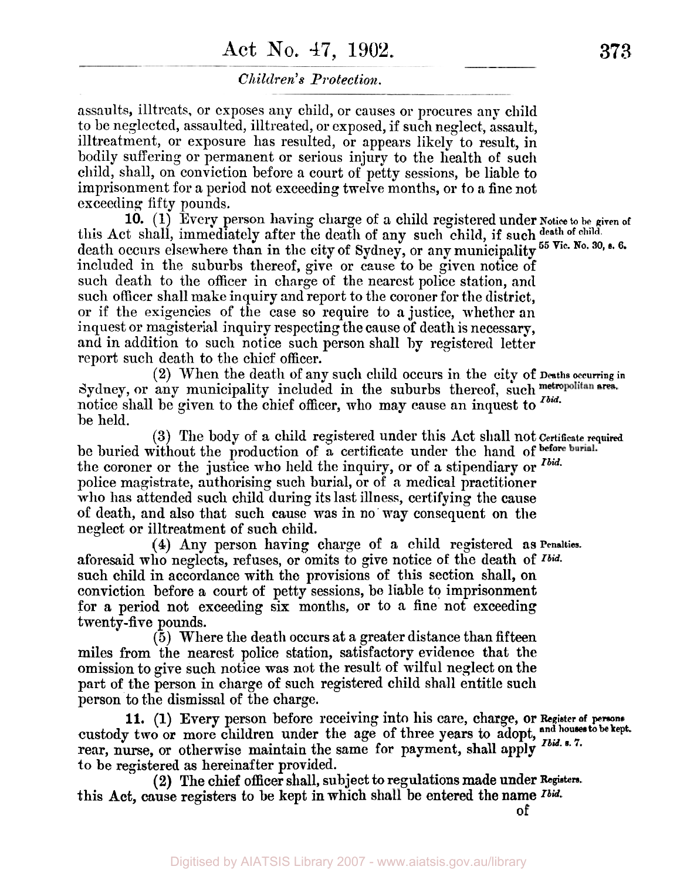assaults, illtreats, or exposes any child, or causes or procures any child to be neglected, assaulted, illtreated, or exposed, if such neglect, assault, illtreatment, or exposure has resulted, or appears likely to result, in bodily suffering or permanent or serious injury to the health of such child, shall, on conviction before a court of petty sessions, be liable to imprisonment for a period not exceeding twelve months, or to a fine not exceeding fifty pounds.

*Notice to be given of death of child. 55 Vic. No. 30, s. 6.*

**10.** (1) Every person having charge of a child registered under this Act shall, immediately after the death of any such child, if such death occurs elsewhere than in the city of Sydney, or any municipality included in the suburbs thereof, give or cause to be given notice of such death to the officer in charge of the nearest police station, and such officer shall make inquiry and report to the coroner for the district, or if the exigencies of the case so require to a justice, whether an inquest or magisterial inquiry respecting the cause of death is necessary, and in addition to such notice such person shall by registered letter report such death to the chief officer.

*Deaths occurring in metropolitan area. Ibid.*

(2) When the death of any such child occurs in the city of Sydney, or any municipality included in the suburbs thereof, such notice shall be given to the chief officer, who may cause an inquest to be held.

*Certificate required before burial. Ibid.*

(3) The body of a child registered under this Act shall not be buried without the production of a certificate under the hand of the coroner or the justice who held the inquiry, or of a stipendiary or police magistrate, authorising such burial, or of a medical practitioner who has attended such child during its last illness, certifying the cause of death, and also that such cause was in no way consequent on the neglect or illtreatment of such child.

*Penalties. Ibid.*

(4) Any person having charge of a child registered as aforesaid who neglects, refuses, or omits to give notice of the death of such child in accordance with the provisions of this section shall, on conviction before a court of petty sessions, be liable to imprisonment for a period not exceeding six months, or to a fine not exceeding twenty-five pounds.

(5) Where the death occurs at a greater distance than fifteen miles from the nearest police station, satisfactory evidence that the omission to give such notice was not the result of wilful neglect on the part of the person in charge of such registered child shall entitle such person to the dismissal of the charge.

*Register of persons and houses to be kept. Ibid. s. 7.*

**11.** (1) Every person before receiving into his care, charge, or custody two or more children under the age of three years to adopt, rear, nurse, or otherwise maintain the same for payment, shall apply to be registered as hereinafter provided.

*Registers. Ibid.*

(2) The chief officer shall, subject to regulations made under this Act, cause registers to be kept in which shall be entered the name of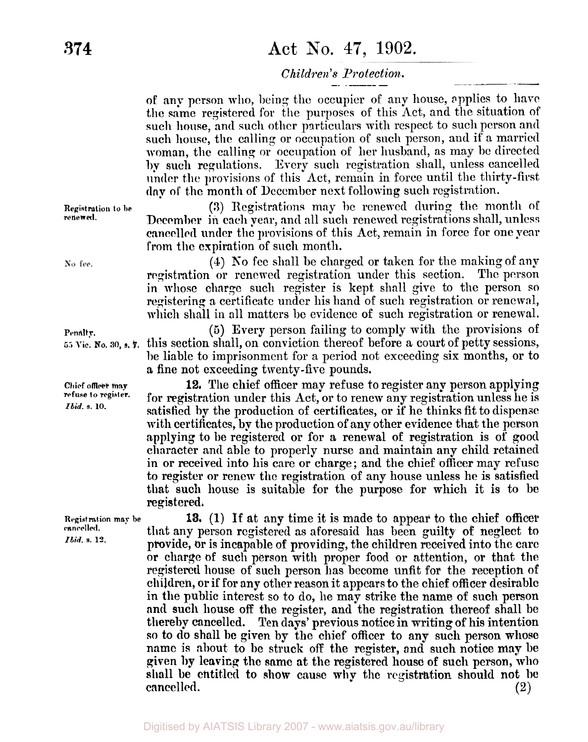of any person who, being the occupier of any house, applies to have the same registered for the purposes of this Act, and the situation of such house, and such other particulars with respect to such person and such house, the calling or occupation of such person, and if a married woman, the calling or occupation of her husband, as may be directed by such regulations. Every such registration shall, unless cancelled under the provisions of this Act, remain in force until the thirty-first day of the month of December next following such registration.

*Registration to be renewed.*

(3) Registrations may be renewed during the month of December in each year, and all such renewed registrations shall, unless cancelled under the provisions of this Act, remain in force for one year from the expiration of such month.

*No fee.*

(4) No fee shall be charged or taken for the making of any registration or renewed registration under this section. The person in whose charge such register is kept shall give to the person so registering a certificate under his hand of such registration or renewal, which shall in all matters be evidence of such registration or renewal.

*Penalty. 55 Vic. No. 30, s. 7.*

(5) Every person failing to comply with the provisions of this section shall, on conviction thereof before a court of petty sessions, be liable to imprisonment for a period not exceeding six months, or to a fine not exceeding twenty-five pounds.

*Chief officer may refuse to register. Ibid. s. 10.*

**12.** The chief officer may refuse to register any person applying for registration under this Act, or to renew any registration unless he is satisfied by the production of certificates, or if he thinks fit to dispense with certificates, by the production of any other evidence that the person applying to be registered or for a renewal of registration is of good character and able to properly nurse and maintain any child retained in or received into his care or charge; and the chief officer may refuse to register or renew the registration of any house unless he is satisfied that such house is suitable for the purpose for which it is to be registered.

*Registration may be cancelled. Ibid. s. 12.*

**13.** (1) If at any time it is made to appear to the chief officer that any person registered as aforesaid has been guilty of neglect to provide, or is incapable of providing, the children received into the care or charge of such person with proper food or attention, or that the registered house of such person has become unfit for the reception of children, or if for any other reason it appears to the chief officer desirable in the public interest so to do, he may strike the name of such person and such house off the register, and the registration thereof shall be thereby cancelled. Ten days' previous notice in writing of his intention so to do shall be given by the chief officer to any such person whose name is about to be struck off the register, and such notice may be given by leaving the same at the registered house of such person, who shall be entitled to show cause why the registration should not be cancelled.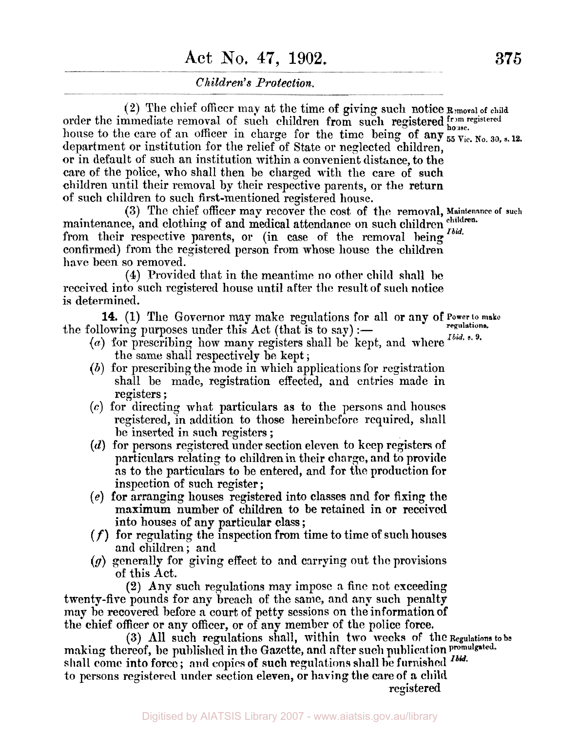(2) The chief officer may at the time of giving such notice order the immediate removal of such children from such registered house to the care of an officer in charge for the time being of any department or institution for the relief of State or neglected children, or in default of such an institution within a convenient distance, to the care of the police, who shall then be charged with the care of such children until their removal by their respective parents, or the return of such children to such first-mentioned registered house.

*Removal of child from registered house. 55 Vic. No. 30, s. 12.*

(3) The chief officer may recover the cost of the removal, maintenance, and clothing of and medical attendance on such children from their respective parents, or (in case of the removal being confirmed) from the registered person from whose house the children have been so removed.

*Maintenance of such children. Ibid.*

(4) Provided that in the meantime no other child shall be received into such registered house until after the result of such notice is determined.

**14.** (1) The Governor may make regulations for all or any of the following purposes under this Act (that is to say):—

*Power to make regulations. Ibid. s. 9.*

(*a*) for prescribing how many registers shall be kept, and where the same shall respectively be kept;

(*b*) for prescribing the mode in which applications for registration shall be made, registration effected, and entries made in registers;

(*c*) for directing what particulars as to the persons and houses registered, in addition to those hereinbefore required, shall be inserted in such registers;

(*d*) for persons registered under section eleven to keep registers of particulars relating to children in their charge, and to provide as to the particulars to be entered, and for the production for inspection of such register;

(*e*) for arranging houses registered into classes and for fixing the maximum number of children to be retained in or received into houses of any particular class;

(*f*) for regulating the inspection from time to time of such houses and children; and

(*g*) generally for giving effect to and carrying out the provisions of this Act.

(2) Any such regulations may impose a fine not exceeding twenty-five pounds for any breach of the same, and any such penalty may be recovered before a court of petty sessions on the information of the chief officer or any officer, or of any member of the police force.

(3) All such regulations shall, within two weeks of the making thereof, be published in the Gazette, and after such publication shall come into force; and copies of such regulations shall be furnished to persons registered under section eleven, or having the care of a child registered

*Regulations to be promulgated. Ibid.*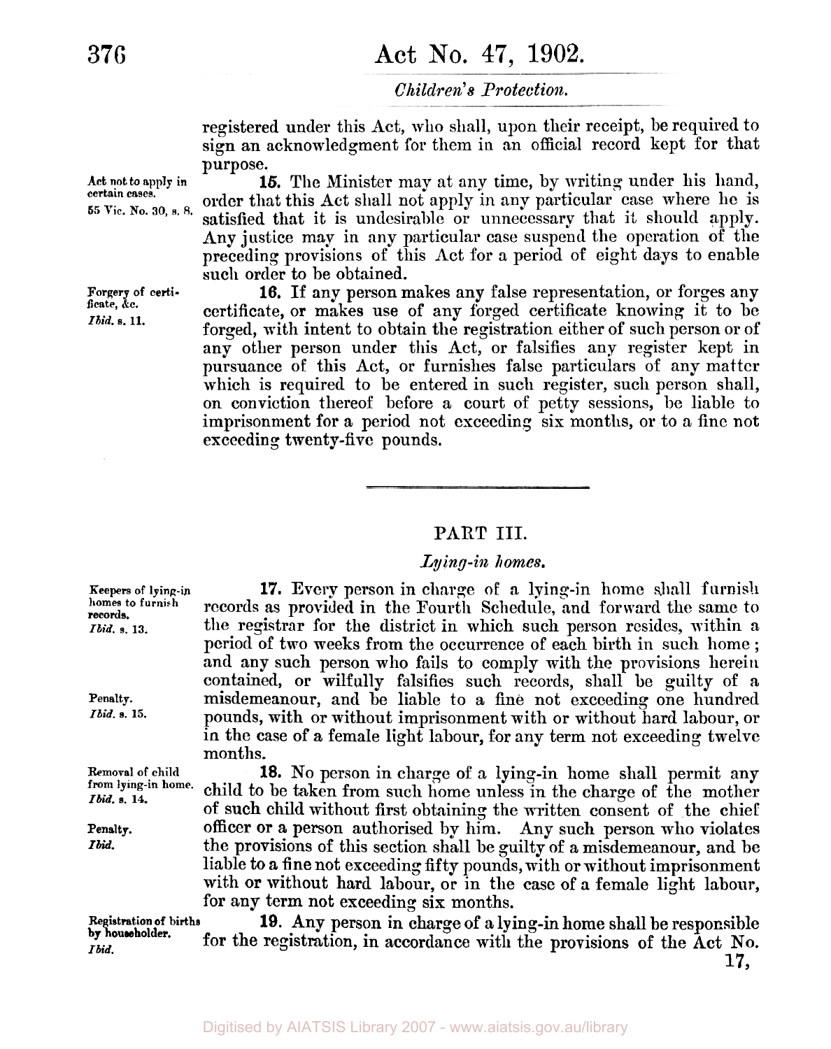registered under this Act, who shall, upon their receipt, be required to sign an acknowledgment for them in an official record kept for that purpose.

Act not to apply in certain cases.
55 Vic. No. 30, s. 8.

**15.** The Minister may at any time, by writing under his hand, order that this Act shall not apply in any particular case where he is satisfied that it is undesirable or unnecessary that it should apply. Any justice may in any particular case suspend the operation of the preceding provisions of this Act for a period of eight days to enable such order to be obtained.

Forgery of certificate, &c.
*Ibid.* s. 11.

**16.** If any person makes any false representation, or forges any certificate, or makes use of any forged certificate knowing it to be forged, with intent to obtain the registration either of such person or of any other person under this Act, or falsifies any register kept in pursuance of this Act, or furnishes false particulars of any matter which is required to be entered in such register, such person shall, on conviction thereof before a court of petty sessions, be liable to imprisonment for a period not exceeding six months, or to a fine not exceeding twenty-five pounds.

---

## PART III.

### *Lying-in homes.*

Keepers of lying-in homes to furnish records.
*Ibid.* s. 13.

**17.** Every person in charge of a lying-in home shall furnish records as provided in the Fourth Schedule, and forward the same to the registrar for the district in which such person resides, within a period of two weeks from the occurrence of each birth in such home; and any such person who fails to comply with the provisions herein contained, or wilfully falsifies such records, shall be guilty of a misdemeanour, and be liable to a fine not exceeding one hundred pounds, with or without imprisonment with or without hard labour, or in the case of a female light labour, for any term not exceeding twelve months.

Penalty.
*Ibid.* s. 15.

Removal of child from lying-in home.
*Ibid.* s. 14.

**18.** No person in charge of a lying-in home shall permit any child to be taken from such home unless in the charge of the mother of such child without first obtaining the written consent of the chief officer or a person authorised by him. Any such person who violates the provisions of this section shall be guilty of a misdemeanour, and be liable to a fine not exceeding fifty pounds, with or without imprisonment with or without hard labour, or in the case of a female light labour, for any term not exceeding six months.

Penalty.
*Ibid.*

Registration of births by householder.
*Ibid.*

**19.** Any person in charge of a lying-in home shall be responsible for the registration, in accordance with the provisions of the Act No. 17,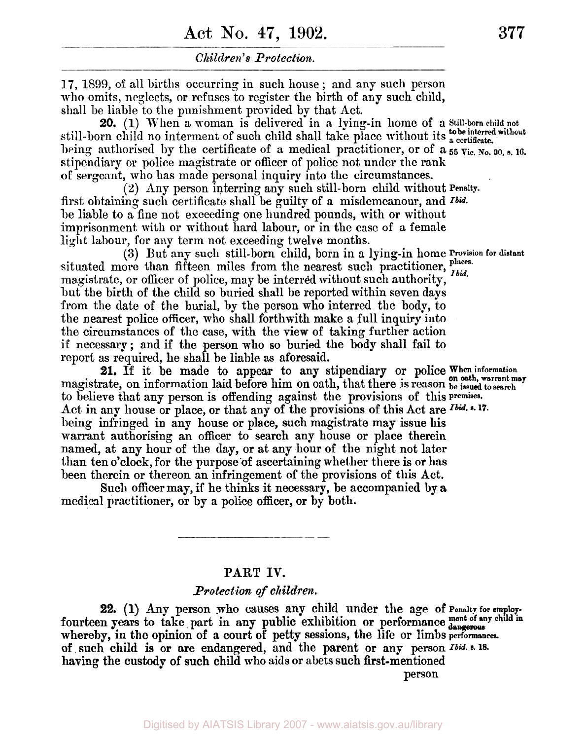17, 1899, of all births occurring in such house; and any such person who omits, neglects, or refuses to register the birth of any such child, shall be liable to the punishment provided by that Act.

**20.** (1) When a woman is delivered in a lying-in home of a still-born child no interment of such child shall take place without its being authorised by the certificate of a medical practitioner, or of a stipendiary or police magistrate or officer of police not under the rank of sergeant, who has made personal inquiry into the circumstances.

*Still-born child not to be interred without a certificate. 55 Vic. No. 30, s. 16.*

(2) Any person interring any such still-born child without first obtaining such certificate shall be guilty of a misdemeanour, and be liable to a fine not exceeding one hundred pounds, with or without imprisonment with or without hard labour, or in the case of a female light labour, for any term not exceeding twelve months.

*Penalty. Ibid.*

(3) But any such still-born child, born in a lying-in home situated more than fifteen miles from the nearest such practitioner, magistrate, or officer of police, may be interred without such authority, but the birth of the child so buried shall be reported within seven days from the date of the burial, by the person who interred the body, to the nearest police officer, who shall forthwith make a full inquiry into the circumstances of the case, with the view of taking further action if necessary; and if the person who so buried the body shall fail to report as required, he shall be liable as aforesaid.

*Provision for distant places. Ibid.*

**21.** If it be made to appear to any stipendiary or police magistrate, on information laid before him on oath, that there is reason to believe that any person is offending against the provisions of this Act in any house or place, or that any of the provisions of this Act are being infringed in any house or place, such magistrate may issue his warrant authorising an officer to search any house or place therein named, at any hour of the day, or at any hour of the night not later than ten o'clock, for the purpose of ascertaining whether there is or has been therein or thereon an infringement of the provisions of this Act.

*When information on oath, warrant may be issued to search premises. Ibid. s. 17.*

Such officer may, if he thinks it necessary, be accompanied by a medical practitioner, or by a police officer, or by both.

## PART IV.

### *Protection of children.*

**22.** (1) Any person who causes any child under the age of fourteen years to take part in any public exhibition or performance whereby, in the opinion of a court of petty sessions, the life or limbs of such child is or are endangered, and the parent or any person having the custody of such child who aids or abets such first-mentioned person

*Penalty for employment of any child in dangerous performances. Ibid. s. 18.*